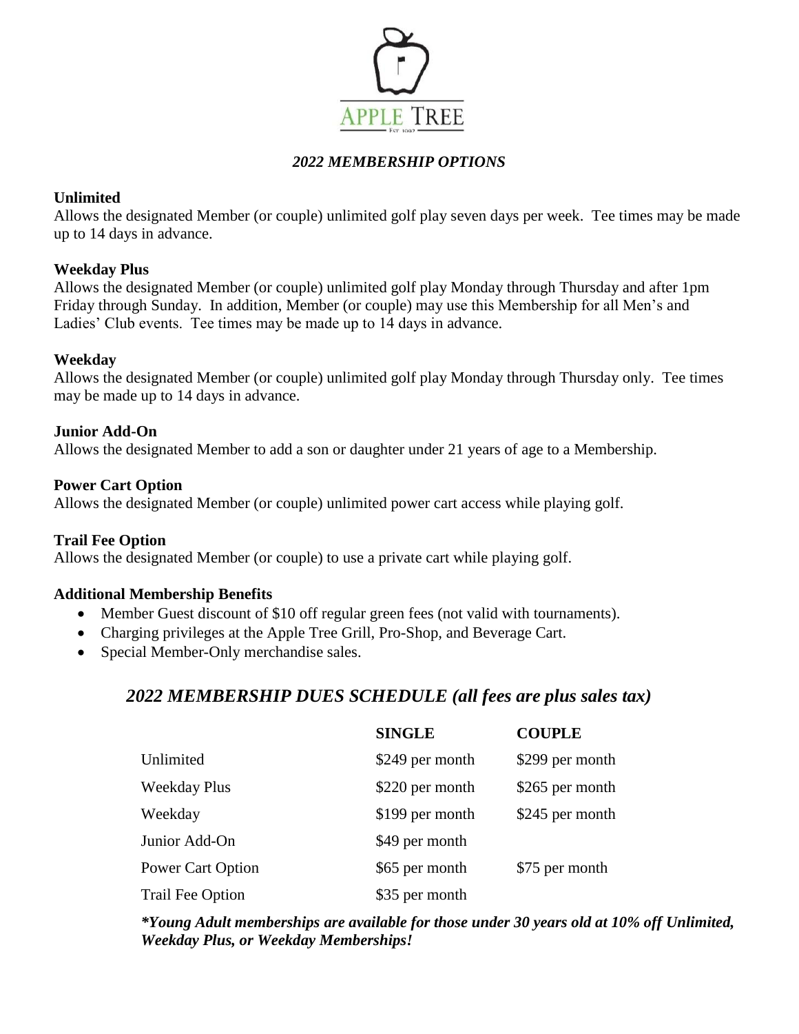APPLE TREE

EST 1997

*2022 MEMBERSHIP OPTIONS*

**Unlimited**

Allows the designated Member (or couple) unlimited golf play seven days per week. Tee times may be made up to 14 days in advance.

**Weekday Plus**

Allows the designated Member (or couple) unlimited golf play Monday through Thursday and after 1pm Friday through Sunday. In addition, Member (or couple) may use this Membership for all Men's and Ladies' Club events. Tee times may be made up to 14 days in advance.

**Weekday**

Allows the designated Member (or couple) unlimited golf play Monday through Thursday only. Tee times may be made up to 14 days in advance.

**Junior Add-On**

Allows the designated Member to add a son or daughter under 21 years of age to a Membership.

**Power Cart Option**

Allows the designated Member (or couple) unlimited power cart access while playing golf.

**Trail Fee Option**

Allows the designated Member (or couple) to use a private cart while playing golf.

**Additional Membership Benefits**

- Member Guest discount of $10 off regular green fees (not valid with tournaments).
- Charging privileges at the Apple Tree Grill, Pro-Shop, and Beverage Cart.
- Special Member-Only merchandise sales.

## *2022 MEMBERSHIP DUES SCHEDULE (all fees are plus sales tax)*

| | SINGLE | COUPLE |
|---|---|---|
| Unlimited | $249 per month | $299 per month |
| Weekday Plus | $220 per month | $265 per month |
| Weekday | $199 per month | $245 per month |
| Junior Add-On | $49 per month | |
| Power Cart Option | $65 per month | $75 per month |
| Trail Fee Option | $35 per month | |

***Young Adult memberships are available for those under 30 years old at 10% off Unlimited, Weekday Plus, or Weekday Memberships!***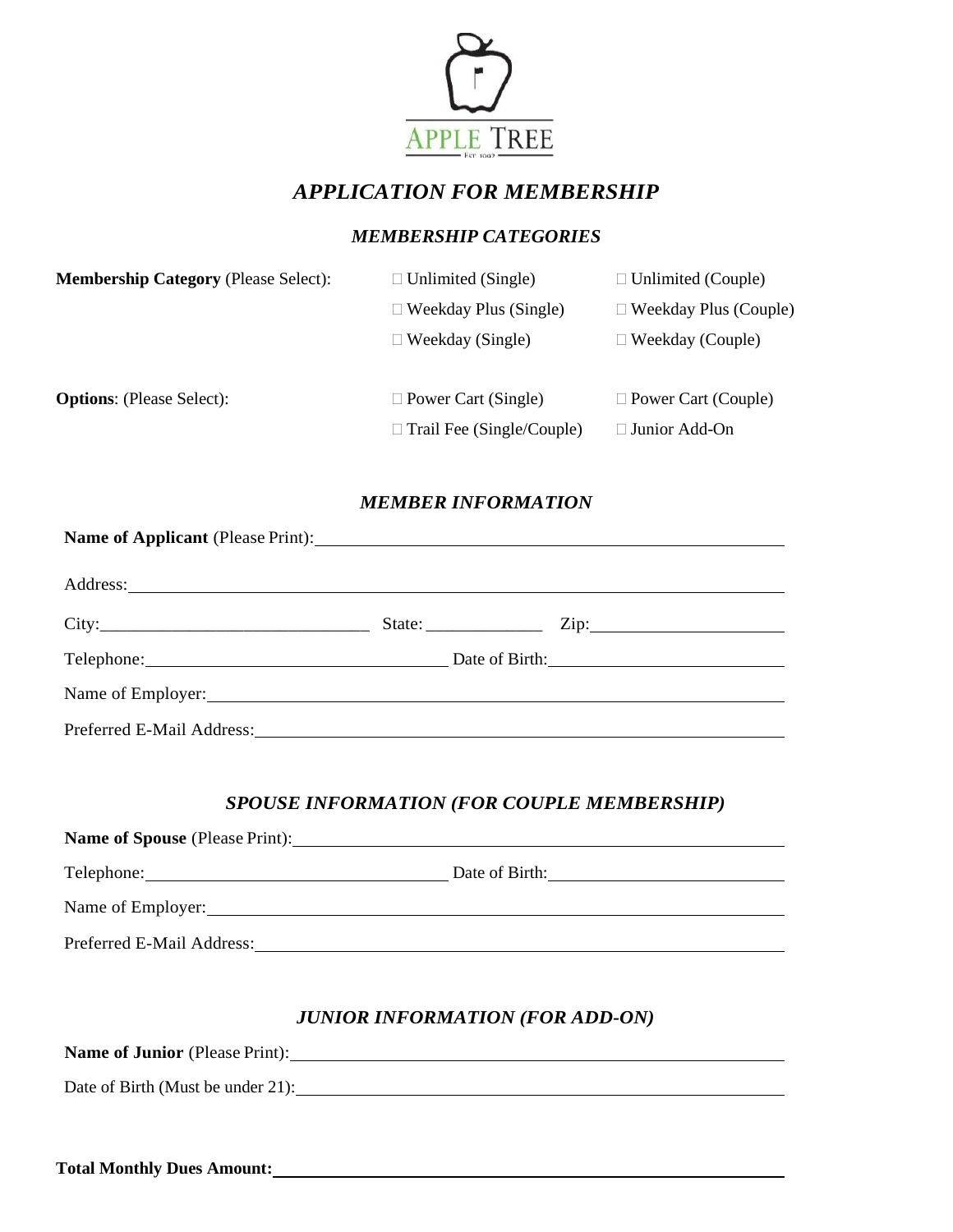APPLE TREE

EST. 1997

# *APPLICATION FOR MEMBERSHIP*

## *MEMBERSHIP CATEGORIES*

**Membership Category** (Please Select):

- ☐ Unlimited (Single)
- ☐ Unlimited (Couple)
- ☐ Weekday Plus (Single)
- ☐ Weekday Plus (Couple)
- ☐ Weekday (Single)
- ☐ Weekday (Couple)

**Options**: (Please Select):

- ☐ Power Cart (Single)
- ☐ Power Cart (Couple)
- ☐ Trail Fee (Single/Couple)
- ☐ Junior Add-On

## *MEMBER INFORMATION*

**Name of Applicant** (Please Print): ______________________________

Address: ______________________________

City: ______________ State: ______________ Zip: ______________

Telephone: ______________ Date of Birth: ______________

Name of Employer: ______________________________

Preferred E-Mail Address: ______________________________

## *SPOUSE INFORMATION (FOR COUPLE MEMBERSHIP)*

**Name of Spouse** (Please Print): ______________________________

Telephone: ______________ Date of Birth: ______________

Name of Employer: ______________________________

Preferred E-Mail Address: ______________________________

## *JUNIOR INFORMATION (FOR ADD-ON)*

**Name of Junior** (Please Print): ______________________________

Date of Birth (Must be under 21): ______________________________

**Total Monthly Dues Amount:** ______________________________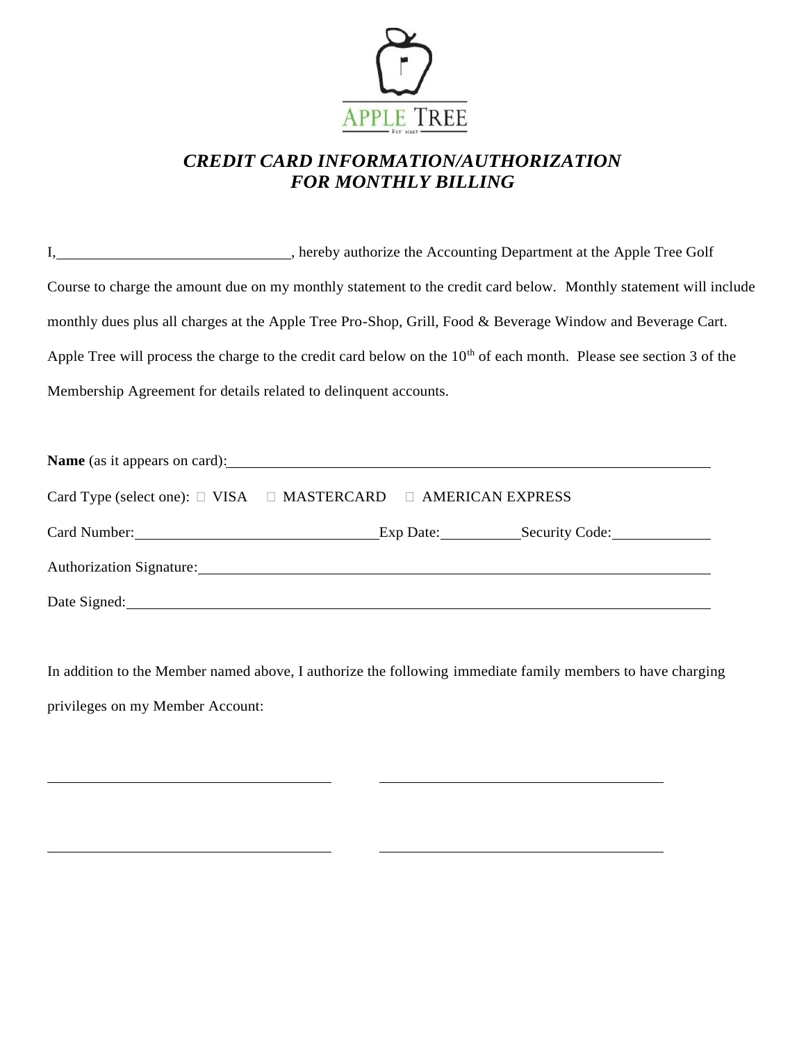# *CREDIT CARD INFORMATION/AUTHORIZATION FOR MONTHLY BILLING*

I,\_\_\_\_\_\_\_\_\_\_\_\_\_\_\_\_\_\_\_\_\_\_\_\_\_\_\_\_\_\_\_\_, hereby authorize the Accounting Department at the Apple Tree Golf Course to charge the amount due on my monthly statement to the credit card below. Monthly statement will include monthly dues plus all charges at the Apple Tree Pro-Shop, Grill, Food & Beverage Window and Beverage Cart. Apple Tree will process the charge to the credit card below on the 10th of each month. Please see section 3 of the Membership Agreement for details related to delinquent accounts.

**Name** (as it appears on card):\_\_\_\_\_\_\_\_\_\_\_\_\_\_\_\_\_\_\_\_\_\_\_\_\_\_\_\_\_\_\_\_\_\_\_\_\_\_\_\_\_\_\_\_\_\_\_\_\_\_\_\_\_\_\_\_\_\_\_\_

Card Type (select one): ☐ VISA ☐ MASTERCARD ☐ AMERICAN EXPRESS

Card Number:\_\_\_\_\_\_\_\_\_\_\_\_\_\_\_\_\_\_\_\_\_\_\_\_\_\_\_\_\_\_\_\_\_\_\_Exp Date:\_\_\_\_\_\_\_\_\_\_\_Security Code:\_\_\_\_\_\_\_\_\_\_\_\_\_\_

Authorization Signature:\_\_\_\_\_\_\_\_\_\_\_\_\_\_\_\_\_\_\_\_\_\_\_\_\_\_\_\_\_\_\_\_\_\_\_\_\_\_\_\_\_\_\_\_\_\_\_\_\_\_\_\_\_\_\_\_\_\_\_\_\_\_\_\_\_\_

Date Signed:\_\_\_\_\_\_\_\_\_\_\_\_\_\_\_\_\_\_\_\_\_\_\_\_\_\_\_\_\_\_\_\_\_\_\_\_\_\_\_\_\_\_\_\_\_\_\_\_\_\_\_\_\_\_\_\_\_\_\_\_\_\_\_\_\_\_\_\_\_\_\_\_\_\_\_\_\_\_

In addition to the Member named above, I authorize the following immediate family members to have charging privileges on my Member Account:

\_\_\_\_\_\_\_\_\_\_\_\_\_\_\_\_\_\_\_\_\_\_\_\_\_\_\_\_\_\_\_\_\_\_\_\_\_\_\_\_ \_\_\_\_\_\_\_\_\_\_\_\_\_\_\_\_\_\_\_\_\_\_\_\_\_\_\_\_\_\_\_\_\_\_\_\_\_\_\_\_

\_\_\_\_\_\_\_\_\_\_\_\_\_\_\_\_\_\_\_\_\_\_\_\_\_\_\_\_\_\_\_\_\_\_\_\_\_\_\_\_ \_\_\_\_\_\_\_\_\_\_\_\_\_\_\_\_\_\_\_\_\_\_\_\_\_\_\_\_\_\_\_\_\_\_\_\_\_\_\_\_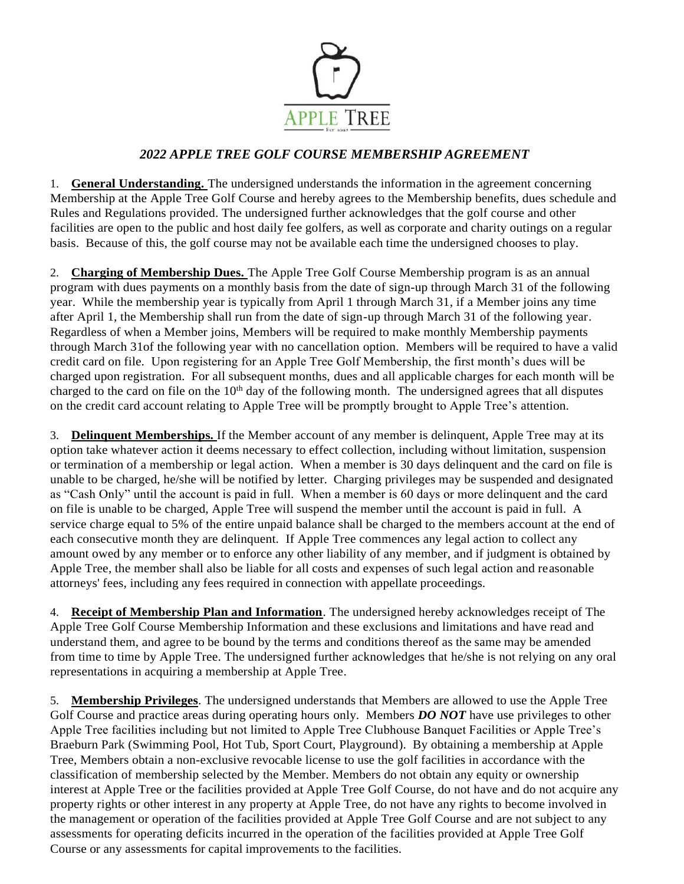APPLE TREE

Est 1992

# *2022 APPLE TREE GOLF COURSE MEMBERSHIP AGREEMENT*

1. **General Understanding.** The undersigned understands the information in the agreement concerning Membership at the Apple Tree Golf Course and hereby agrees to the Membership benefits, dues schedule and Rules and Regulations provided. The undersigned further acknowledges that the golf course and other facilities are open to the public and host daily fee golfers, as well as corporate and charity outings on a regular basis. Because of this, the golf course may not be available each time the undersigned chooses to play.

2. **Charging of Membership Dues.** The Apple Tree Golf Course Membership program is as an annual program with dues payments on a monthly basis from the date of sign-up through March 31 of the following year. While the membership year is typically from April 1 through March 31, if a Member joins any time after April 1, the Membership shall run from the date of sign-up through March 31 of the following year. Regardless of when a Member joins, Members will be required to make monthly Membership payments through March 31of the following year with no cancellation option. Members will be required to have a valid credit card on file. Upon registering for an Apple Tree Golf Membership, the first month's dues will be charged upon registration. For all subsequent months, dues and all applicable charges for each month will be charged to the card on file on the 10th day of the following month. The undersigned agrees that all disputes on the credit card account relating to Apple Tree will be promptly brought to Apple Tree's attention.

3. **Delinquent Memberships.** If the Member account of any member is delinquent, Apple Tree may at its option take whatever action it deems necessary to effect collection, including without limitation, suspension or termination of a membership or legal action. When a member is 30 days delinquent and the card on file is unable to be charged, he/she will be notified by letter. Charging privileges may be suspended and designated as "Cash Only" until the account is paid in full. When a member is 60 days or more delinquent and the card on file is unable to be charged, Apple Tree will suspend the member until the account is paid in full. A service charge equal to 5% of the entire unpaid balance shall be charged to the members account at the end of each consecutive month they are delinquent. If Apple Tree commences any legal action to collect any amount owed by any member or to enforce any other liability of any member, and if judgment is obtained by Apple Tree, the member shall also be liable for all costs and expenses of such legal action and reasonable attorneys' fees, including any fees required in connection with appellate proceedings.

4. **Receipt of Membership Plan and Information**. The undersigned hereby acknowledges receipt of The Apple Tree Golf Course Membership Information and these exclusions and limitations and have read and understand them, and agree to be bound by the terms and conditions thereof as the same may be amended from time to time by Apple Tree. The undersigned further acknowledges that he/she is not relying on any oral representations in acquiring a membership at Apple Tree.

5. **Membership Privileges**. The undersigned understands that Members are allowed to use the Apple Tree Golf Course and practice areas during operating hours only. Members ***DO NOT*** have use privileges to other Apple Tree facilities including but not limited to Apple Tree Clubhouse Banquet Facilities or Apple Tree's Braeburn Park (Swimming Pool, Hot Tub, Sport Court, Playground). By obtaining a membership at Apple Tree, Members obtain a non-exclusive revocable license to use the golf facilities in accordance with the classification of membership selected by the Member. Members do not obtain any equity or ownership interest at Apple Tree or the facilities provided at Apple Tree Golf Course, do not have and do not acquire any property rights or other interest in any property at Apple Tree, do not have any rights to become involved in the management or operation of the facilities provided at Apple Tree Golf Course and are not subject to any assessments for operating deficits incurred in the operation of the facilities provided at Apple Tree Golf Course or any assessments for capital improvements to the facilities.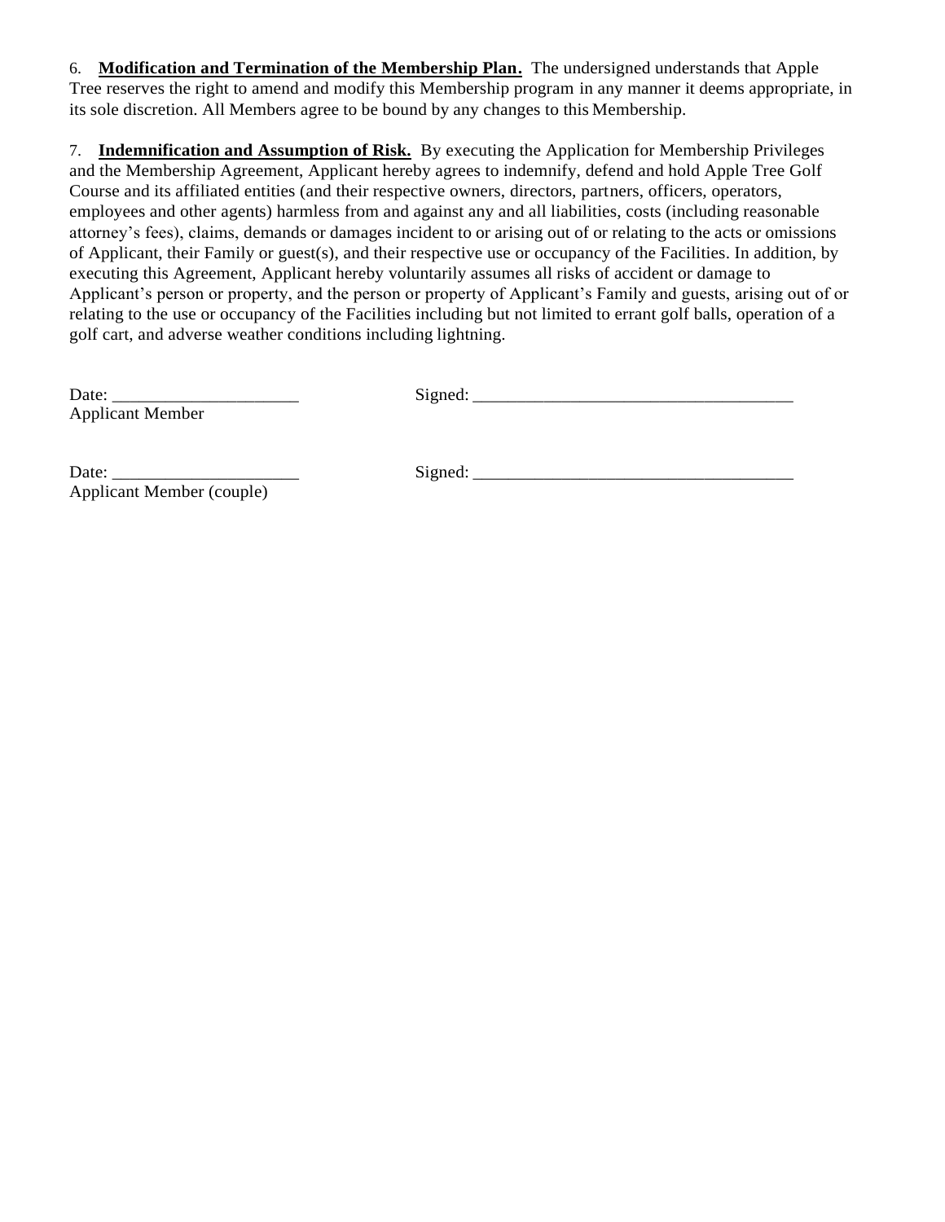6. **Modification and Termination of the Membership Plan.** The undersigned understands that Apple Tree reserves the right to amend and modify this Membership program in any manner it deems appropriate, in its sole discretion. All Members agree to be bound by any changes to this Membership.

7. **Indemnification and Assumption of Risk.** By executing the Application for Membership Privileges and the Membership Agreement, Applicant hereby agrees to indemnify, defend and hold Apple Tree Golf Course and its affiliated entities (and their respective owners, directors, partners, officers, operators, employees and other agents) harmless from and against any and all liabilities, costs (including reasonable attorney's fees), claims, demands or damages incident to or arising out of or relating to the acts or omissions of Applicant, their Family or guest(s), and their respective use or occupancy of the Facilities. In addition, by executing this Agreement, Applicant hereby voluntarily assumes all risks of accident or damage to Applicant's person or property, and the person or property of Applicant's Family and guests, arising out of or relating to the use or occupancy of the Facilities including but not limited to errant golf balls, operation of a golf cart, and adverse weather conditions including lightning.

Date: _____________________ Signed: ____________________________________

Applicant Member

Date: _____________________ Signed: ____________________________________

Applicant Member (couple)